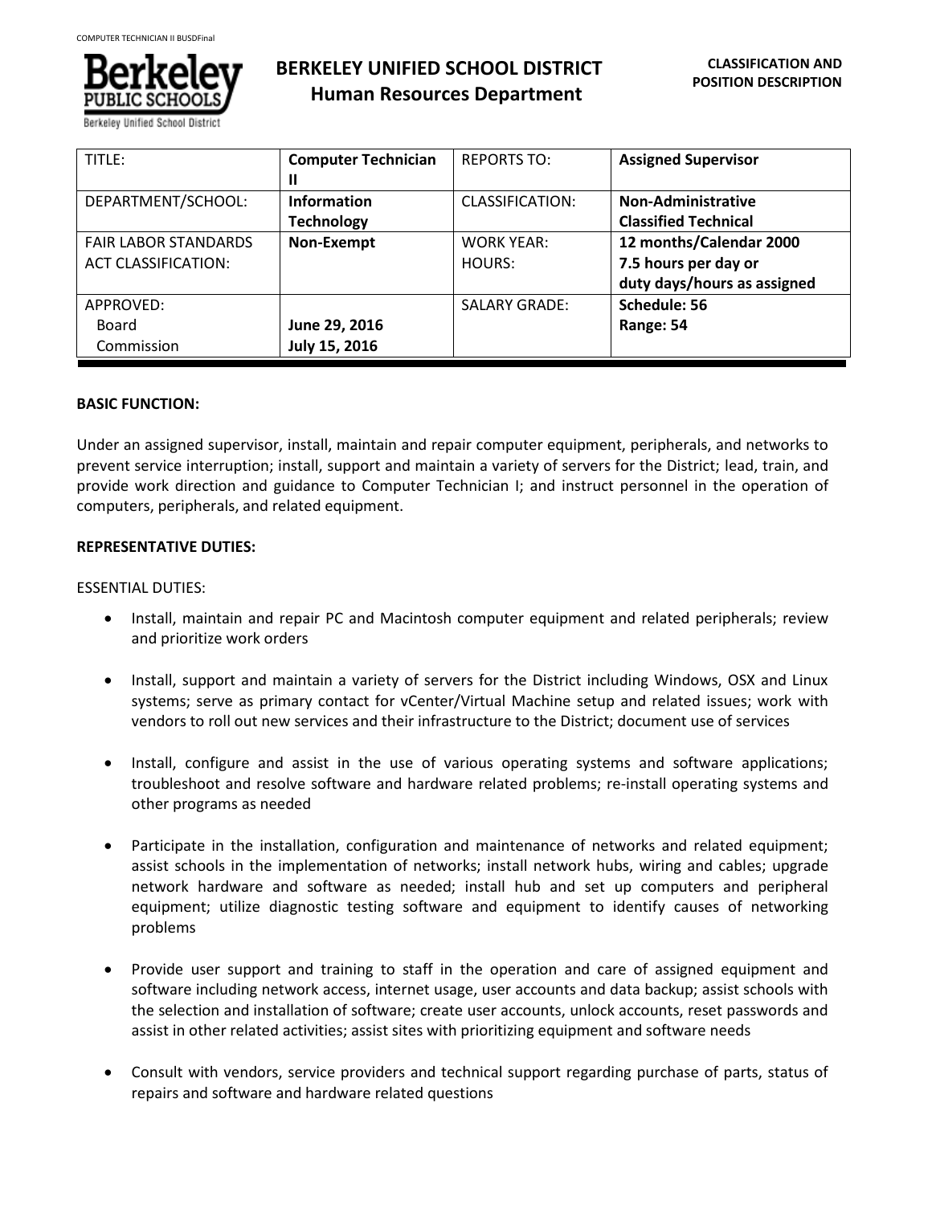# BERKELEY UNIFIED SCHOOL DISTRICT
## Human Resources Department

**CLASSIFICATION AND POSITION DESCRIPTION**

| TITLE: | **Computer Technician II** | REPORTS TO: | **Assigned Supervisor** |
|---|---|---|---|
| DEPARTMENT/SCHOOL: | **Information Technology** | CLASSIFICATION: | **Non-Administrative Classified Technical** |
| FAIR LABOR STANDARDS ACT CLASSIFICATION: | **Non-Exempt** | WORK YEAR: HOURS: | **12 months/Calendar 2000 7.5 hours per day or duty days/hours as assigned** |
| APPROVED: Board Commission | **June 29, 2016 July 15, 2016** | SALARY GRADE: | **Schedule: 56 Range: 54** |

**BASIC FUNCTION:**

Under an assigned supervisor, install, maintain and repair computer equipment, peripherals, and networks to prevent service interruption; install, support and maintain a variety of servers for the District; lead, train, and provide work direction and guidance to Computer Technician I; and instruct personnel in the operation of computers, peripherals, and related equipment.

**REPRESENTATIVE DUTIES:**

ESSENTIAL DUTIES:

- Install, maintain and repair PC and Macintosh computer equipment and related peripherals; review and prioritize work orders
- Install, support and maintain a variety of servers for the District including Windows, OSX and Linux systems; serve as primary contact for vCenter/Virtual Machine setup and related issues; work with vendors to roll out new services and their infrastructure to the District; document use of services
- Install, configure and assist in the use of various operating systems and software applications; troubleshoot and resolve software and hardware related problems; re-install operating systems and other programs as needed
- Participate in the installation, configuration and maintenance of networks and related equipment; assist schools in the implementation of networks; install network hubs, wiring and cables; upgrade network hardware and software as needed; install hub and set up computers and peripheral equipment; utilize diagnostic testing software and equipment to identify causes of networking problems
- Provide user support and training to staff in the operation and care of assigned equipment and software including network access, internet usage, user accounts and data backup; assist schools with the selection and installation of software; create user accounts, unlock accounts, reset passwords and assist in other related activities; assist sites with prioritizing equipment and software needs
- Consult with vendors, service providers and technical support regarding purchase of parts, status of repairs and software and hardware related questions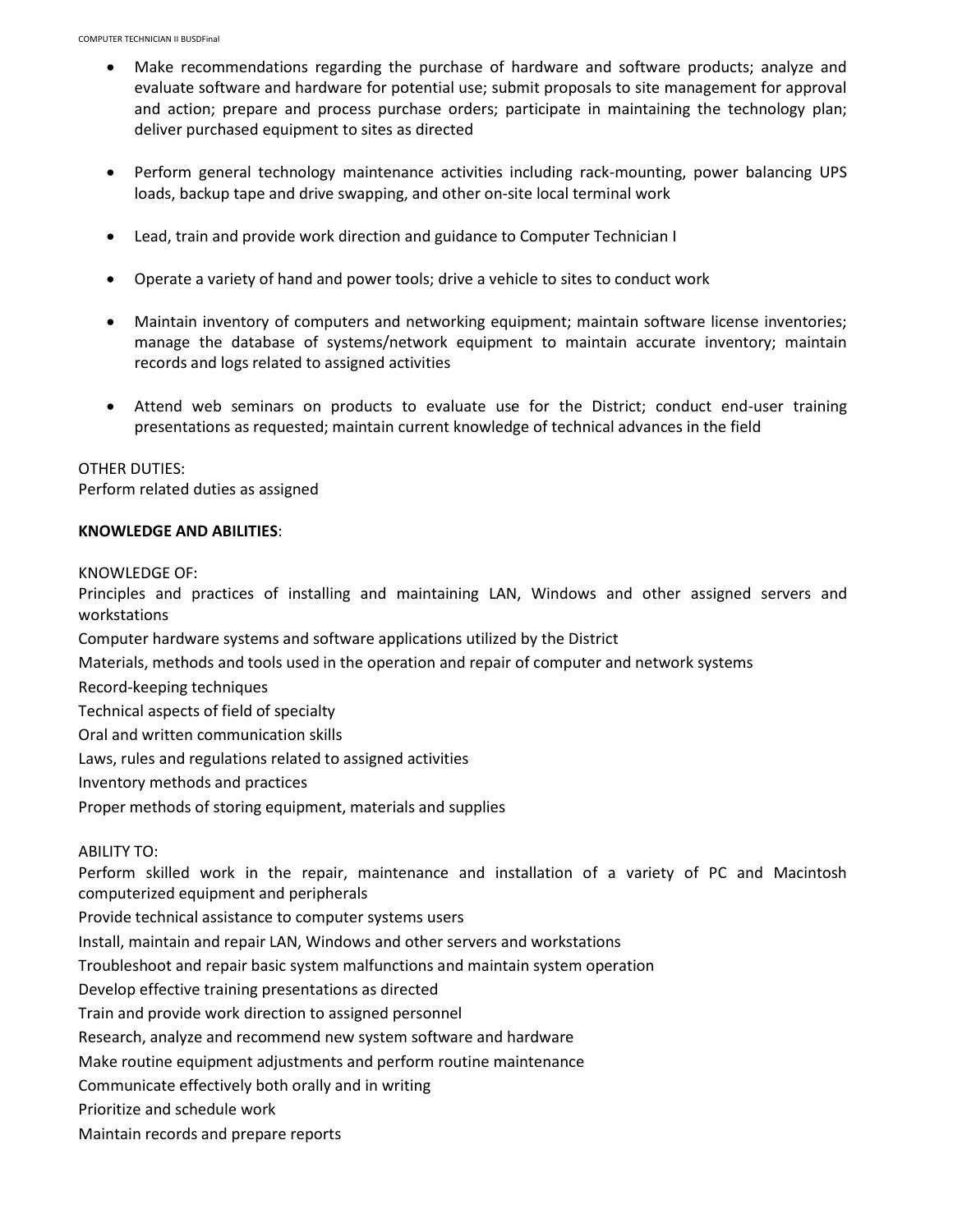- Make recommendations regarding the purchase of hardware and software products; analyze and evaluate software and hardware for potential use; submit proposals to site management for approval and action; prepare and process purchase orders; participate in maintaining the technology plan; deliver purchased equipment to sites as directed

- Perform general technology maintenance activities including rack-mounting, power balancing UPS loads, backup tape and drive swapping, and other on-site local terminal work

- Lead, train and provide work direction and guidance to Computer Technician I

- Operate a variety of hand and power tools; drive a vehicle to sites to conduct work

- Maintain inventory of computers and networking equipment; maintain software license inventories; manage the database of systems/network equipment to maintain accurate inventory; maintain records and logs related to assigned activities

- Attend web seminars on products to evaluate use for the District; conduct end-user training presentations as requested; maintain current knowledge of technical advances in the field

OTHER DUTIES:
Perform related duties as assigned

**KNOWLEDGE AND ABILITIES**:

KNOWLEDGE OF:
Principles and practices of installing and maintaining LAN, Windows and other assigned servers and workstations
Computer hardware systems and software applications utilized by the District
Materials, methods and tools used in the operation and repair of computer and network systems
Record-keeping techniques
Technical aspects of field of specialty
Oral and written communication skills
Laws, rules and regulations related to assigned activities
Inventory methods and practices
Proper methods of storing equipment, materials and supplies

ABILITY TO:
Perform skilled work in the repair, maintenance and installation of a variety of PC and Macintosh computerized equipment and peripherals
Provide technical assistance to computer systems users
Install, maintain and repair LAN, Windows and other servers and workstations
Troubleshoot and repair basic system malfunctions and maintain system operation
Develop effective training presentations as directed
Train and provide work direction to assigned personnel
Research, analyze and recommend new system software and hardware
Make routine equipment adjustments and perform routine maintenance
Communicate effectively both orally and in writing
Prioritize and schedule work
Maintain records and prepare reports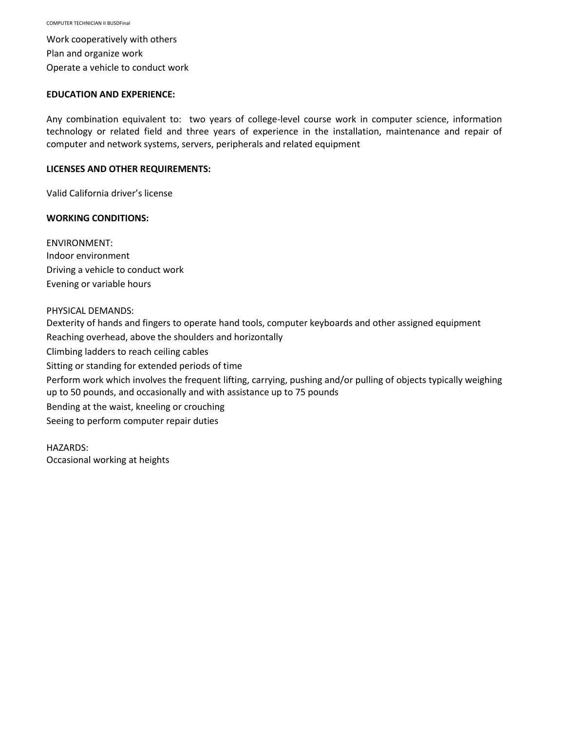Work cooperatively with others
Plan and organize work
Operate a vehicle to conduct work

**EDUCATION AND EXPERIENCE:**

Any combination equivalent to: two years of college-level course work in computer science, information technology or related field and three years of experience in the installation, maintenance and repair of computer and network systems, servers, peripherals and related equipment

**LICENSES AND OTHER REQUIREMENTS:**

Valid California driver's license

**WORKING CONDITIONS:**

ENVIRONMENT:
Indoor environment
Driving a vehicle to conduct work
Evening or variable hours

PHYSICAL DEMANDS:
Dexterity of hands and fingers to operate hand tools, computer keyboards and other assigned equipment
Reaching overhead, above the shoulders and horizontally
Climbing ladders to reach ceiling cables
Sitting or standing for extended periods of time
Perform work which involves the frequent lifting, carrying, pushing and/or pulling of objects typically weighing up to 50 pounds, and occasionally and with assistance up to 75 pounds
Bending at the waist, kneeling or crouching
Seeing to perform computer repair duties

HAZARDS:
Occasional working at heights